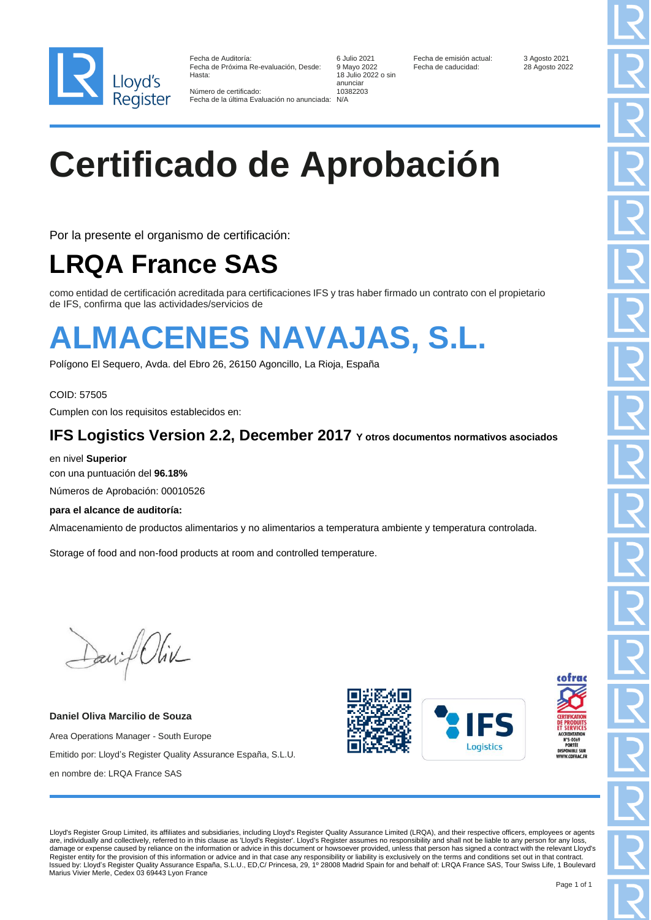| | | | |
|---|---|---|---|
| Fecha de Auditoría: | 6 Julio 2021 | Fecha de emisión actual: | 3 Agosto 2021 |
| Fecha de Próxima Re-evaluación, Desde: | 9 Mayo 2022 | Fecha de caducidad: | 28 Agosto 2022 |
| Hasta: | 18 Julio 2022 o sin anunciar | | |
| Número de certificado: | 10382203 | | |
| Fecha de la última Evaluación no anunciada: | N/A | | |

# Certificado de Aprobación

Por la presente el organismo de certificación:

## LRQA France SAS

como entidad de certificación acreditada para certificaciones IFS y tras haber firmado un contrato con el propietario de IFS, confirma que las actividades/servicios de

# ALMACENES NAVAJAS, S.L.

Polígono El Sequero, Avda. del Ebro 26, 26150 Agoncillo, La Rioja, España

COID: 57505

Cumplen con los requisitos establecidos en:

### IFS Logistics Version 2.2, December 2017 Y otros documentos normativos asociados

en nivel **Superior**

con una puntuación del **96.18%**

Números de Aprobación: 00010526

**para el alcance de auditoría:**

Almacenamiento de productos alimentarios y no alimentarios a temperatura ambiente y temperatura controlada.

Storage of food and non-food products at room and controlled temperature.

**Daniel Oliva Marcilio de Souza**

Area Operations Manager - South Europe

Emitido por: Lloyd's Register Quality Assurance España, S.L.U.

en nombre de: LRQA France SAS

Lloyd's Register Group Limited, its affiliates and subsidiaries, including Lloyd's Register Quality Assurance Limited (LRQA), and their respective officers, employees or agents are, individually and collectively, referred to in this clause as 'Lloyd's Register'. Lloyd's Register assumes no responsibility and shall not be liable to any person for any loss, damage or expense caused by reliance on the information or advice in this document or howsoever provided, unless that person has signed a contract with the relevant Lloyd's Register entity for the provision of this information or advice and in that case any responsibility or liability is exclusively on the terms and conditions set out in that contract.
Issued by: Lloyd's Register Quality Assurance España, S.L.U., ED,C/ Princesa, 29, 1º 28008 Madrid Spain for and behalf of: LRQA France SAS, Tour Swiss Life, 1 Boulevard Marius Vivier Merle, Cedex 03 69443 Lyon France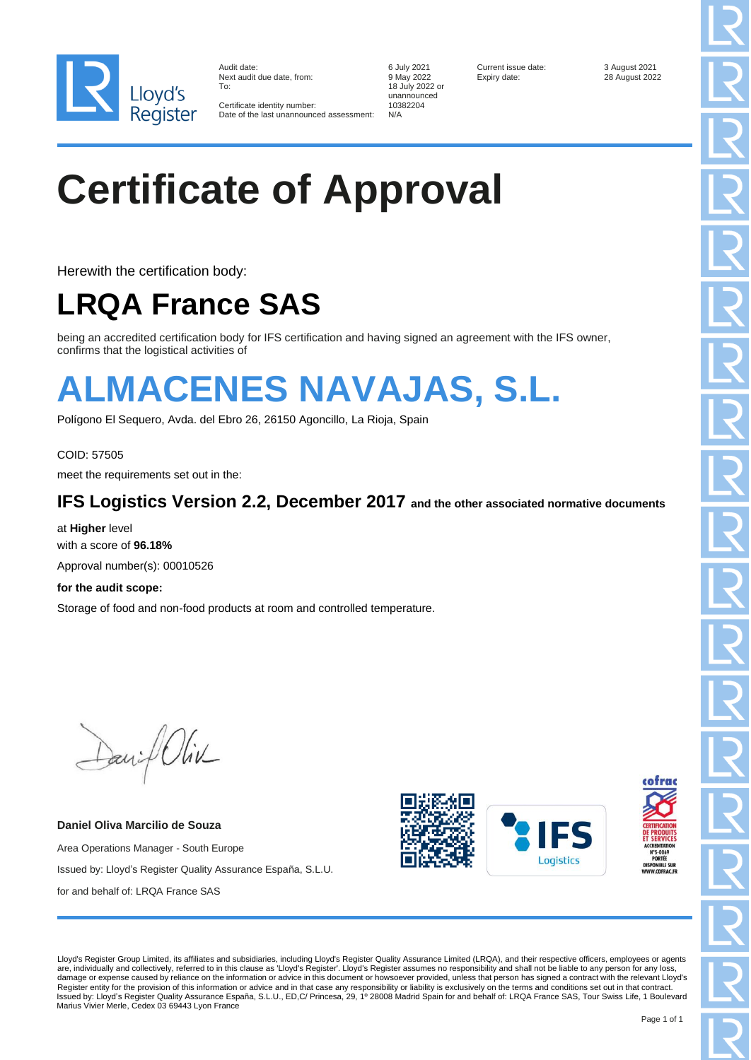| | | | |
|---|---|---|---|
| Audit date: | 6 July 2021 | Current issue date: | 3 August 2021 |
| Next audit due date, from: | 9 May 2022 | Expiry date: | 28 August 2022 |
| To: | 18 July 2022 or unannounced | | |
| Certificate identity number: | 10382204 | | |
| Date of the last unannounced assessment: | N/A | | |

# Certificate of Approval

Herewith the certification body:

## LRQA France SAS

being an accredited certification body for IFS certification and having signed an agreement with the IFS owner, confirms that the logistical activities of

# ALMACENES NAVAJAS, S.L.

Polígono El Sequero, Avda. del Ebro 26, 26150 Agoncillo, La Rioja, Spain

COID: 57505

meet the requirements set out in the:

### IFS Logistics Version 2.2, December 2017 **and the other associated normative documents**

at **Higher** level

with a score of **96.18%**

Approval number(s): 00010526

**for the audit scope:**

Storage of food and non-food products at room and controlled temperature.

**Daniel Oliva Marcilio de Souza**

Area Operations Manager - South Europe

Issued by: Lloyd's Register Quality Assurance España, S.L.U.

for and behalf of: LRQA France SAS

IFS Logistics

cofrac CERTIFICATION DE PRODUITS ET SERVICES ACCREDITATION N°5-0069 PORTÉE DISPONIBLE SUR WWW.COFRAC.FR

Lloyd's Register Group Limited, its affiliates and subsidiaries, including Lloyd's Register Quality Assurance Limited (LRQA), and their respective officers, employees or agents are, individually and collectively, referred to in this clause as 'Lloyd's Register'. Lloyd's Register assumes no responsibility and shall not be liable to any person for any loss, damage or expense caused by reliance on the information or advice in this document or howsoever provided, unless that person has signed a contract with the relevant Lloyd's Register entity for the provision of this information or advice and in that case any responsibility or liability is exclusively on the terms and conditions set out in that contract.
Issued by: Lloyd's Register Quality Assurance España, S.L.U., ED,C/ Princesa, 29, 1º 28008 Madrid Spain for and behalf of: LRQA France SAS, Tour Swiss Life, 1 Boulevard Marius Vivier Merle, Cedex 03 69443 Lyon France